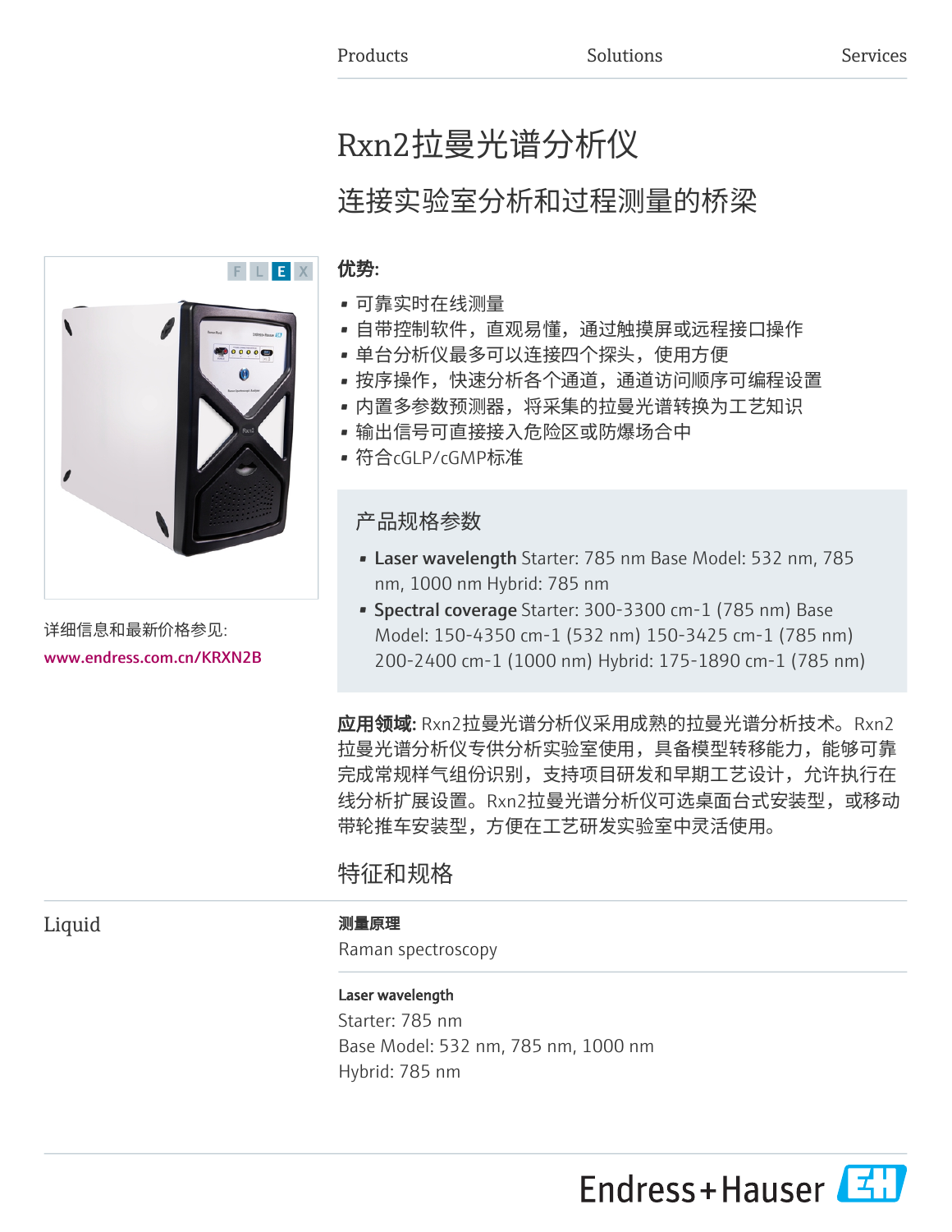Products　Solutions　Services

# Rxn2拉曼光谱分析仪

## 连接实验室分析和过程测量的桥梁

F L E X

详细信息和最新价格参见:

www.endress.com.cn/KRXN2B

**优势:**

- 可靠实时在线测量
- 自带控制软件，直观易懂，通过触摸屏或远程接口操作
- 单台分析仪最多可以连接四个探头，使用方便
- 按序操作，快速分析各个通道，通道访问顺序可编程设置
- 内置多参数预测器，将采集的拉曼光谱转换为工艺知识
- 输出信号可直接接入危险区或防爆场合中
- 符合cGLP/cGMP标准

### 产品规格参数

- **Laser wavelength** Starter: 785 nm Base Model: 532 nm, 785 nm, 1000 nm Hybrid: 785 nm
- **Spectral coverage** Starter: 300-3300 cm-1 (785 nm) Base Model: 150-4350 cm-1 (532 nm) 150-3425 cm-1 (785 nm) 200-2400 cm-1 (1000 nm) Hybrid: 175-1890 cm-1 (785 nm)

**应用领域:** Rxn2拉曼光谱分析仪采用成熟的拉曼光谱分析技术。Rxn2拉曼光谱分析仪专供分析实验室使用，具备模型转移能力，能够可靠完成常规样气组份识别，支持项目研发和早期工艺设计，允许执行在线分析扩展设置。Rxn2拉曼光谱分析仪可选桌面台式安装型，或移动带轮推车安装型，方便在工艺研发实验室中灵活使用。

## 特征和规格

### Liquid

**测量原理**

Raman spectroscopy

**Laser wavelength**

Starter: 785 nm
Base Model: 532 nm, 785 nm, 1000 nm
Hybrid: 785 nm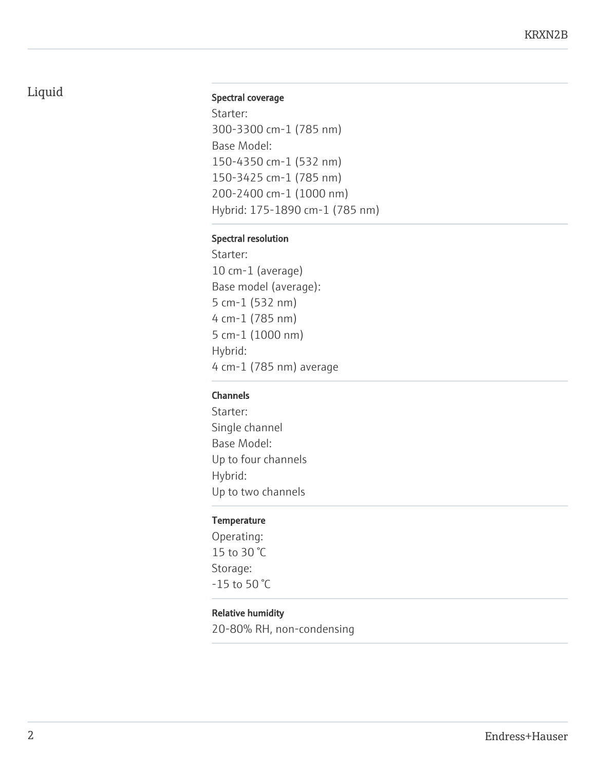## Liquid

**Spectral coverage**

Starter:
300-3300 cm-1 (785 nm)
Base Model:
150-4350 cm-1 (532 nm)
150-3425 cm-1 (785 nm)
200-2400 cm-1 (1000 nm)
Hybrid: 175-1890 cm-1 (785 nm)

**Spectral resolution**

Starter:
10 cm-1 (average)
Base model (average):
5 cm-1 (532 nm)
4 cm-1 (785 nm)
5 cm-1 (1000 nm)
Hybrid:
4 cm-1 (785 nm) average

**Channels**

Starter:
Single channel
Base Model:
Up to four channels
Hybrid:
Up to two channels

**Temperature**

Operating:
15 to 30 °C
Storage:
-15 to 50 °C

**Relative humidity**

20-80% RH, non-condensing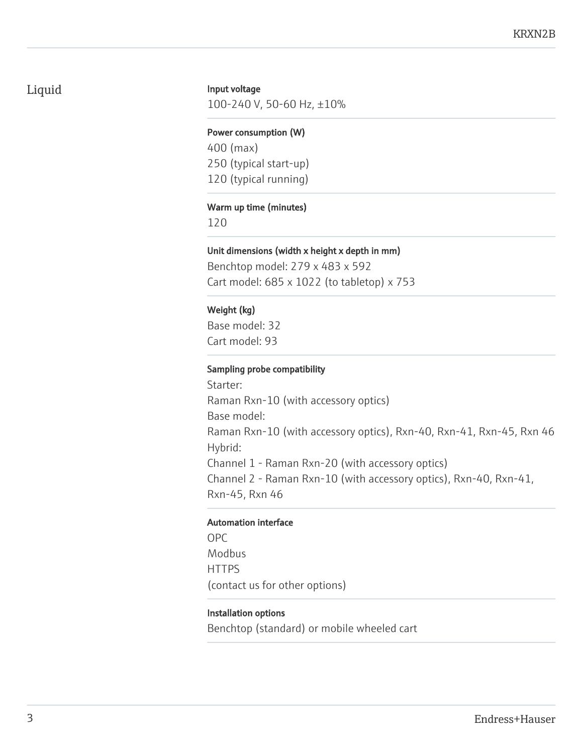## Liquid

**Input voltage**

100-240 V, 50-60 Hz, ±10%

**Power consumption (W)**

400 (max)
250 (typical start-up)
120 (typical running)

**Warm up time (minutes)**

120

**Unit dimensions (width x height x depth in mm)**

Benchtop model: 279 x 483 x 592
Cart model: 685 x 1022 (to tabletop) x 753

**Weight (kg)**

Base model: 32
Cart model: 93

**Sampling probe compatibility**

Starter:
Raman Rxn-10 (with accessory optics)
Base model:
Raman Rxn-10 (with accessory optics), Rxn-40, Rxn-41, Rxn-45, Rxn 46
Hybrid:
Channel 1 - Raman Rxn-20 (with accessory optics)
Channel 2 - Raman Rxn-10 (with accessory optics), Rxn-40, Rxn-41, Rxn-45, Rxn 46

**Automation interface**

OPC
Modbus
HTTPS
(contact us for other options)

**Installation options**

Benchtop (standard) or mobile wheeled cart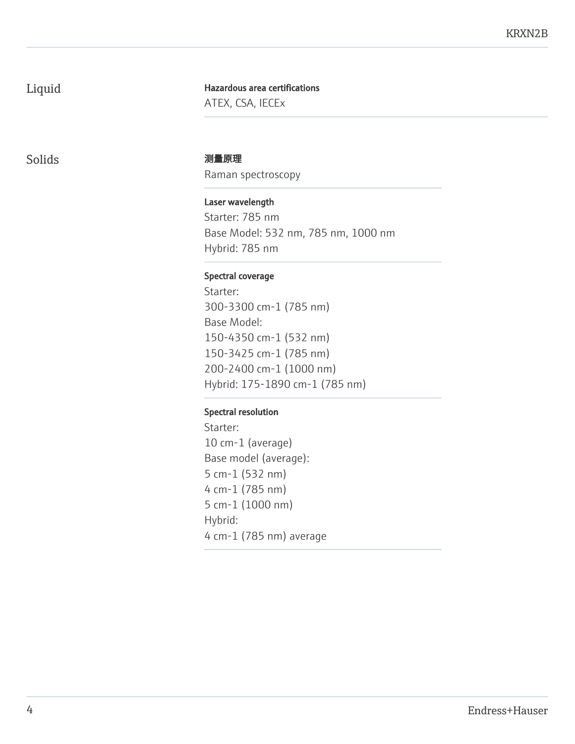## Liquid

**Hazardous area certifications**

ATEX, CSA, IECEx

## Solids

**测量原理**

Raman spectroscopy

**Laser wavelength**

Starter: 785 nm
Base Model: 532 nm, 785 nm, 1000 nm
Hybrid: 785 nm

**Spectral coverage**

Starter:
300-3300 cm-1 (785 nm)
Base Model:
150-4350 cm-1 (532 nm)
150-3425 cm-1 (785 nm)
200-2400 cm-1 (1000 nm)
Hybrid: 175-1890 cm-1 (785 nm)

**Spectral resolution**

Starter:
10 cm-1 (average)
Base model (average):
5 cm-1 (532 nm)
4 cm-1 (785 nm)
5 cm-1 (1000 nm)
Hybrid:
4 cm-1 (785 nm) average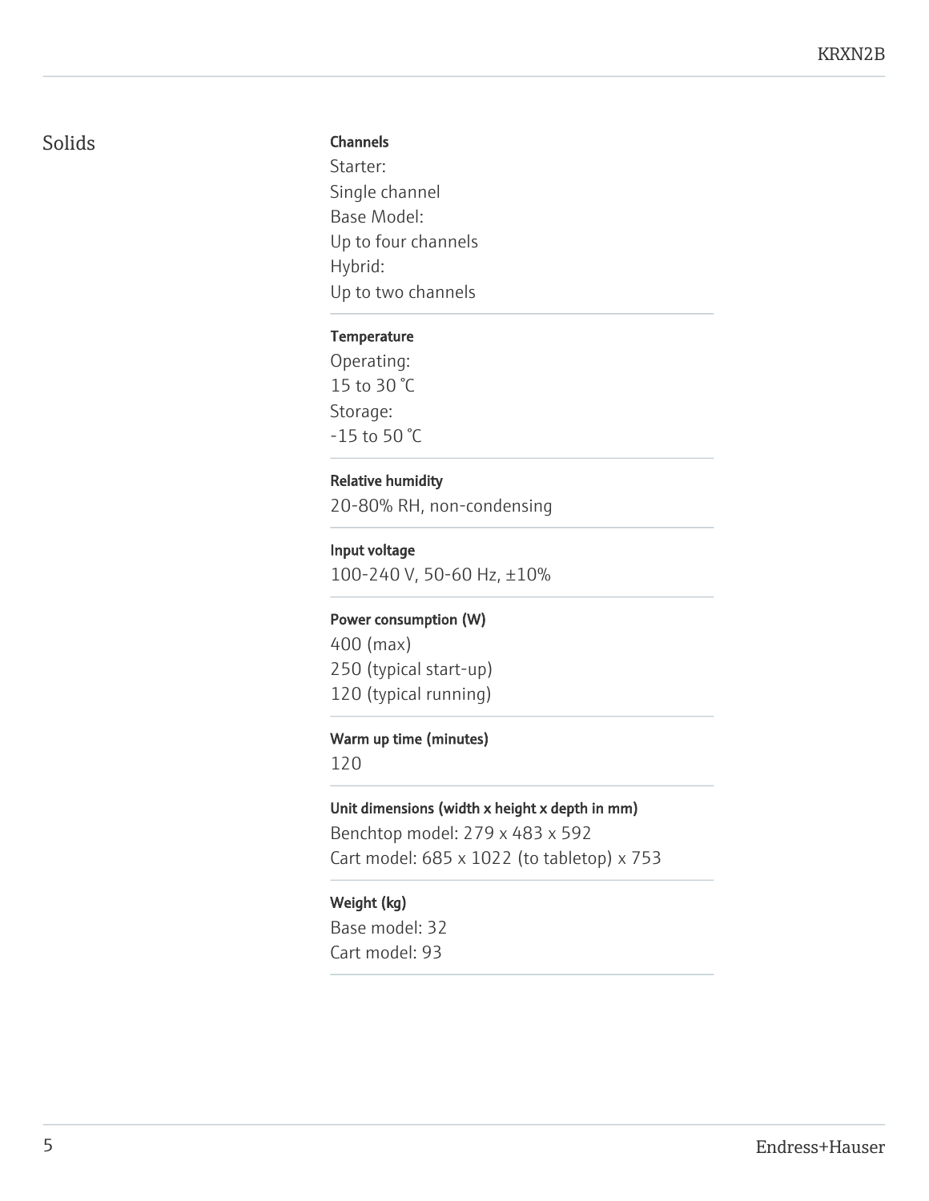## Solids

**Channels**

Starter:
Single channel
Base Model:
Up to four channels
Hybrid:
Up to two channels

**Temperature**

Operating:
15 to 30 °C
Storage:
-15 to 50 °C

**Relative humidity**

20-80% RH, non-condensing

**Input voltage**

100-240 V, 50-60 Hz, ±10%

**Power consumption (W)**

400 (max)
250 (typical start-up)
120 (typical running)

**Warm up time (minutes)**

120

**Unit dimensions (width x height x depth in mm)**

Benchtop model: 279 x 483 x 592
Cart model: 685 x 1022 (to tabletop) x 753

**Weight (kg)**

Base model: 32
Cart model: 93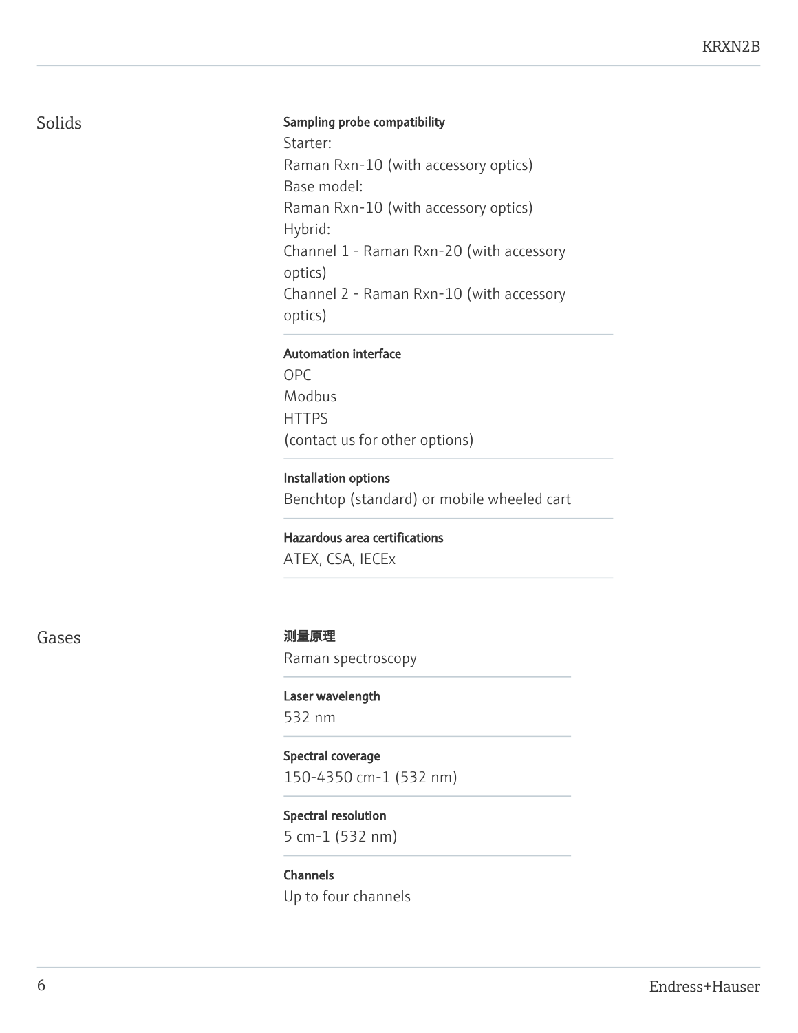## Solids

**Sampling probe compatibility**

Starter:
Raman Rxn-10 (with accessory optics)
Base model:
Raman Rxn-10 (with accessory optics)
Hybrid:
Channel 1 - Raman Rxn-20 (with accessory optics)
Channel 2 - Raman Rxn-10 (with accessory optics)

**Automation interface**

OPC
Modbus
HTTPS
(contact us for other options)

**Installation options**

Benchtop (standard) or mobile wheeled cart

**Hazardous area certifications**

ATEX, CSA, IECEx

## Gases

**测量原理**

Raman spectroscopy

**Laser wavelength**

532 nm

**Spectral coverage**

150-4350 cm-1 (532 nm)

**Spectral resolution**

5 cm-1 (532 nm)

**Channels**

Up to four channels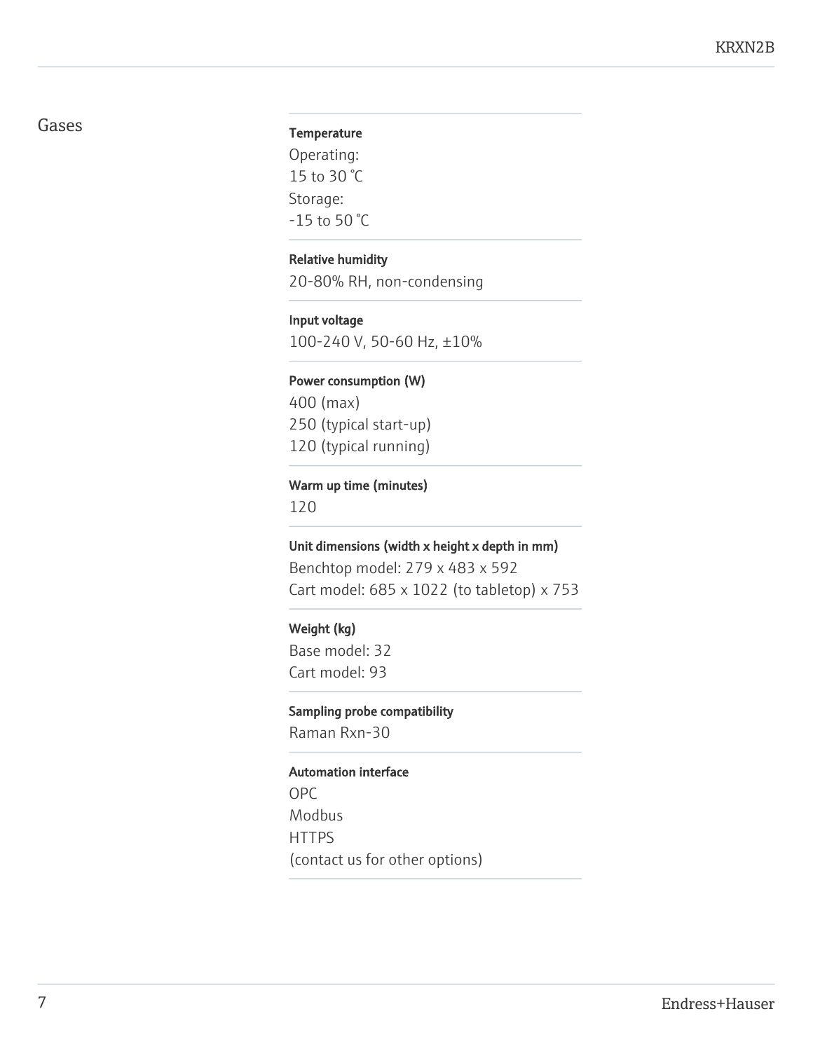## Gases

**Temperature**

Operating:
15 to 30 °C
Storage:
-15 to 50 °C

**Relative humidity**

20-80% RH, non-condensing

**Input voltage**

100-240 V, 50-60 Hz, ±10%

**Power consumption (W)**

400 (max)
250 (typical start-up)
120 (typical running)

**Warm up time (minutes)**

120

**Unit dimensions (width x height x depth in mm)**

Benchtop model: 279 x 483 x 592
Cart model: 685 x 1022 (to tabletop) x 753

**Weight (kg)**

Base model: 32
Cart model: 93

**Sampling probe compatibility**

Raman Rxn-30

**Automation interface**

OPC
Modbus
HTTPS
(contact us for other options)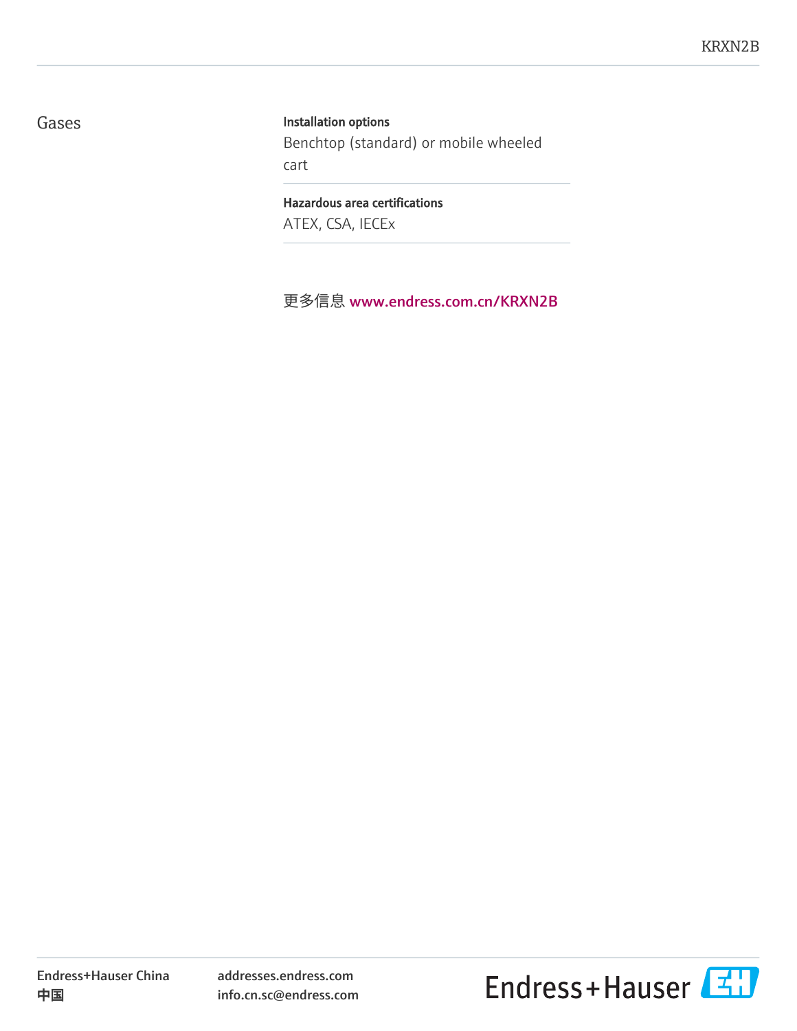## Gases

**Installation options**

Benchtop (standard) or mobile wheeled cart

**Hazardous area certifications**

ATEX, CSA, IECEx

更多信息 www.endress.com.cn/KRXN2B

Endress+Hauser China
中国

addresses.endress.com
info.cn.sc@endress.com